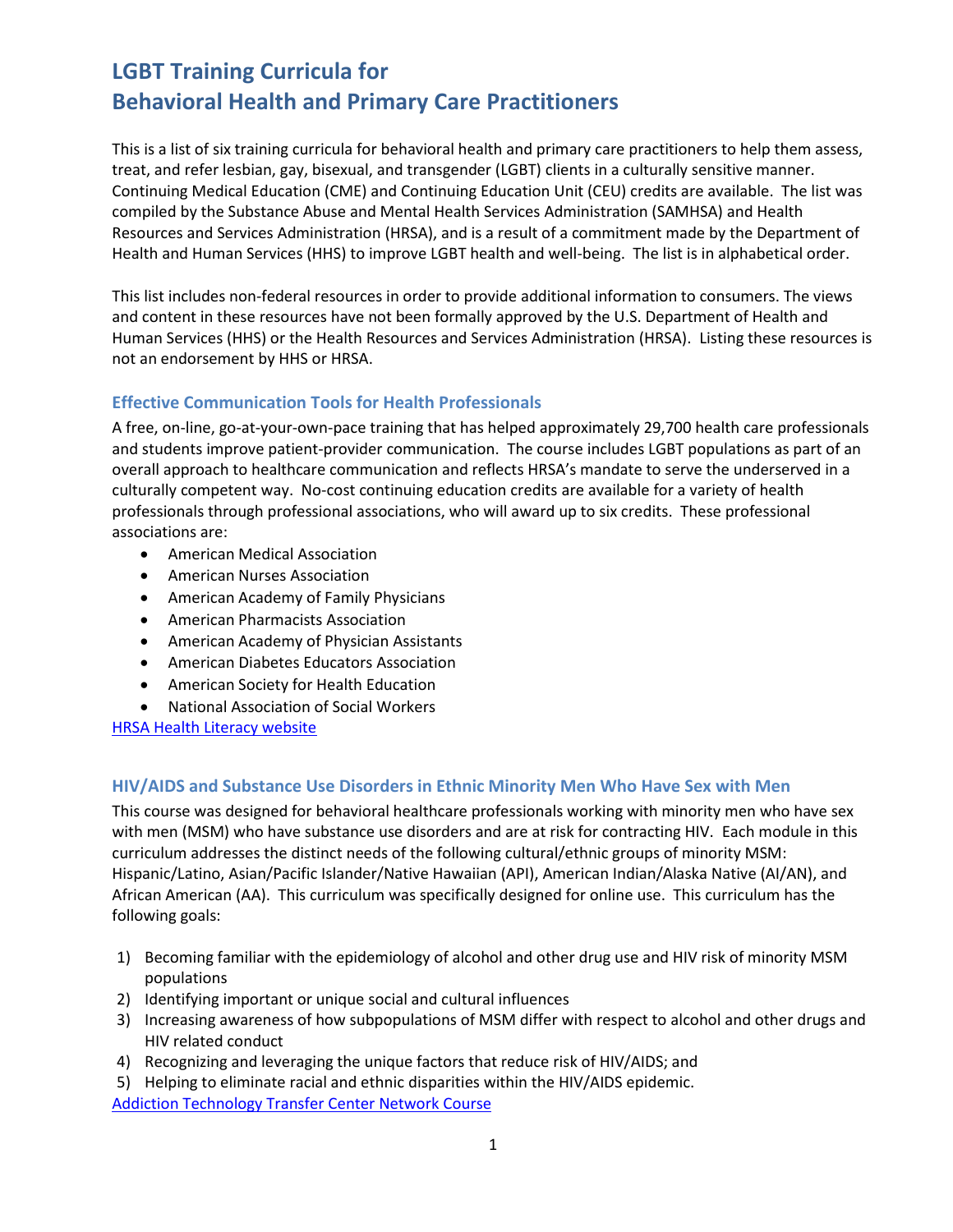# LGBT Training Curricula for Behavioral Health and Primary Care Practitioners

This is a list of six training curricula for behavioral health and primary care practitioners to help them assess, treat, and refer lesbian, gay, bisexual, and transgender (LGBT) clients in a culturally sensitive manner. Continuing Medical Education (CME) and Continuing Education Unit (CEU) credits are available. The list was compiled by the Substance Abuse and Mental Health Services Administration (SAMHSA) and Health Resources and Services Administration (HRSA), and is a result of a commitment made by the Department of Health and Human Services (HHS) to improve LGBT health and well-being. The list is in alphabetical order.

This list includes non-federal resources in order to provide additional information to consumers. The views and content in these resources have not been formally approved by the U.S. Department of Health and Human Services (HHS) or the Health Resources and Services Administration (HRSA). Listing these resources is not an endorsement by HHS or HRSA.

### Effective Communication Tools for Health Professionals

A free, on-line, go-at-your-own-pace training that has helped approximately 29,700 health care professionals and students improve patient-provider communication. The course includes LGBT populations as part of an overall approach to healthcare communication and reflects HRSA's mandate to serve the underserved in a culturally competent way. No-cost continuing education credits are available for a variety of health professionals through professional associations, who will award up to six credits. These professional associations are:

- American Medical Association
- American Nurses Association
- American Academy of Family Physicians
- American Pharmacists Association
- American Academy of Physician Assistants
- American Diabetes Educators Association
- American Society for Health Education
- National Association of Social Workers

HRSA Health Literacy website

### HIV/AIDS and Substance Use Disorders in Ethnic Minority Men Who Have Sex with Men

This course was designed for behavioral healthcare professionals working with minority men who have sex with men (MSM) who have substance use disorders and are at risk for contracting HIV. Each module in this curriculum addresses the distinct needs of the following cultural/ethnic groups of minority MSM: Hispanic/Latino, Asian/Pacific Islander/Native Hawaiian (API), American Indian/Alaska Native (AI/AN), and African American (AA). This curriculum was specifically designed for online use. This curriculum has the following goals:

1) Becoming familiar with the epidemiology of alcohol and other drug use and HIV risk of minority MSM populations
2) Identifying important or unique social and cultural influences
3) Increasing awareness of how subpopulations of MSM differ with respect to alcohol and other drugs and HIV related conduct
4) Recognizing and leveraging the unique factors that reduce risk of HIV/AIDS; and
5) Helping to eliminate racial and ethnic disparities within the HIV/AIDS epidemic.

Addiction Technology Transfer Center Network Course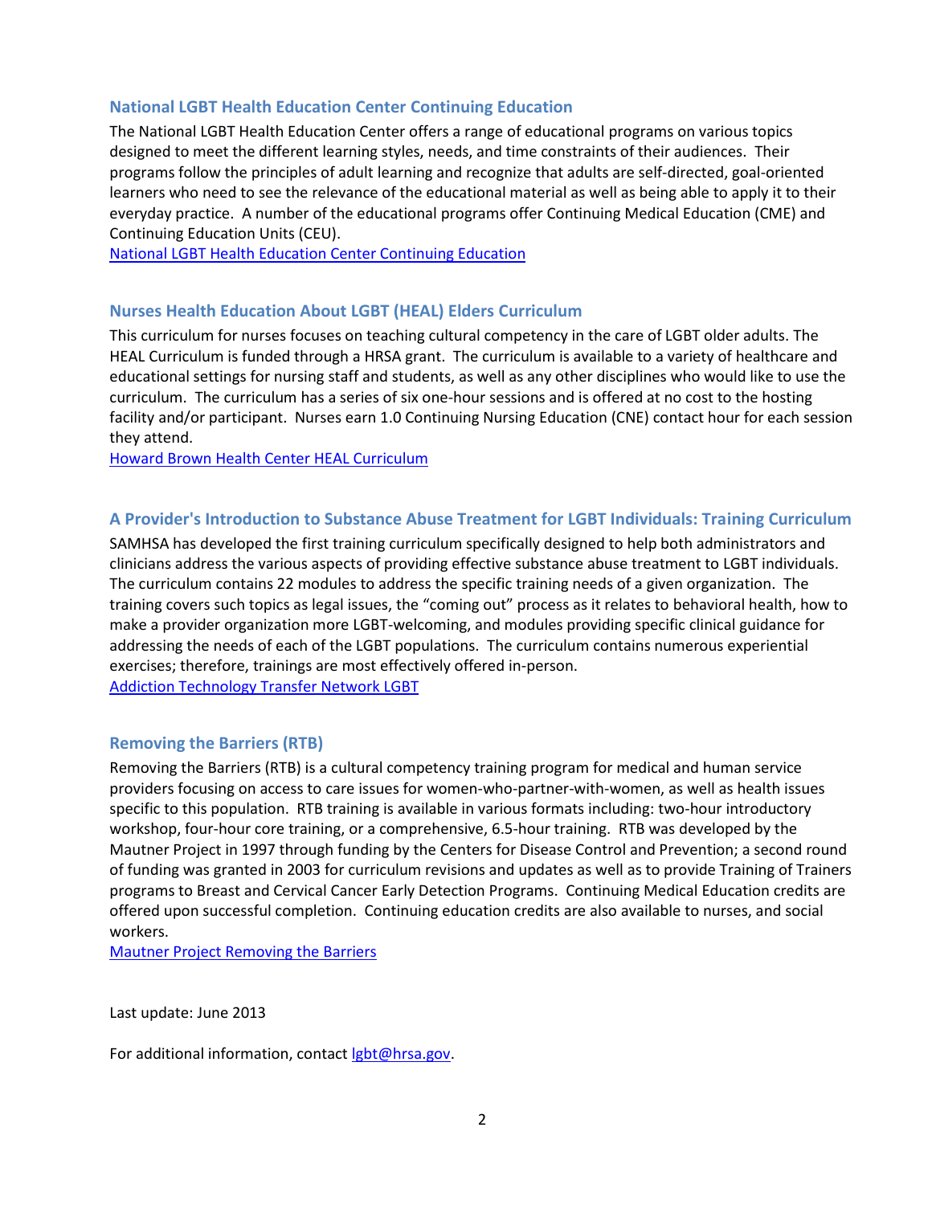### National LGBT Health Education Center Continuing Education

The National LGBT Health Education Center offers a range of educational programs on various topics designed to meet the different learning styles, needs, and time constraints of their audiences. Their programs follow the principles of adult learning and recognize that adults are self-directed, goal-oriented learners who need to see the relevance of the educational material as well as being able to apply it to their everyday practice. A number of the educational programs offer Continuing Medical Education (CME) and Continuing Education Units (CEU).

National LGBT Health Education Center Continuing Education

### Nurses Health Education About LGBT (HEAL) Elders Curriculum

This curriculum for nurses focuses on teaching cultural competency in the care of LGBT older adults. The HEAL Curriculum is funded through a HRSA grant. The curriculum is available to a variety of healthcare and educational settings for nursing staff and students, as well as any other disciplines who would like to use the curriculum. The curriculum has a series of six one-hour sessions and is offered at no cost to the hosting facility and/or participant. Nurses earn 1.0 Continuing Nursing Education (CNE) contact hour for each session they attend.

Howard Brown Health Center HEAL Curriculum

### A Provider's Introduction to Substance Abuse Treatment for LGBT Individuals: Training Curriculum

SAMHSA has developed the first training curriculum specifically designed to help both administrators and clinicians address the various aspects of providing effective substance abuse treatment to LGBT individuals. The curriculum contains 22 modules to address the specific training needs of a given organization. The training covers such topics as legal issues, the "coming out" process as it relates to behavioral health, how to make a provider organization more LGBT-welcoming, and modules providing specific clinical guidance for addressing the needs of each of the LGBT populations. The curriculum contains numerous experiential exercises; therefore, trainings are most effectively offered in-person.

Addiction Technology Transfer Network LGBT

### Removing the Barriers (RTB)

Removing the Barriers (RTB) is a cultural competency training program for medical and human service providers focusing on access to care issues for women-who-partner-with-women, as well as health issues specific to this population. RTB training is available in various formats including: two-hour introductory workshop, four-hour core training, or a comprehensive, 6.5-hour training. RTB was developed by the Mautner Project in 1997 through funding by the Centers for Disease Control and Prevention; a second round of funding was granted in 2003 for curriculum revisions and updates as well as to provide Training of Trainers programs to Breast and Cervical Cancer Early Detection Programs. Continuing Medical Education credits are offered upon successful completion. Continuing education credits are also available to nurses, and social workers.

Mautner Project Removing the Barriers

Last update: June 2013

For additional information, contact lgbt@hrsa.gov.